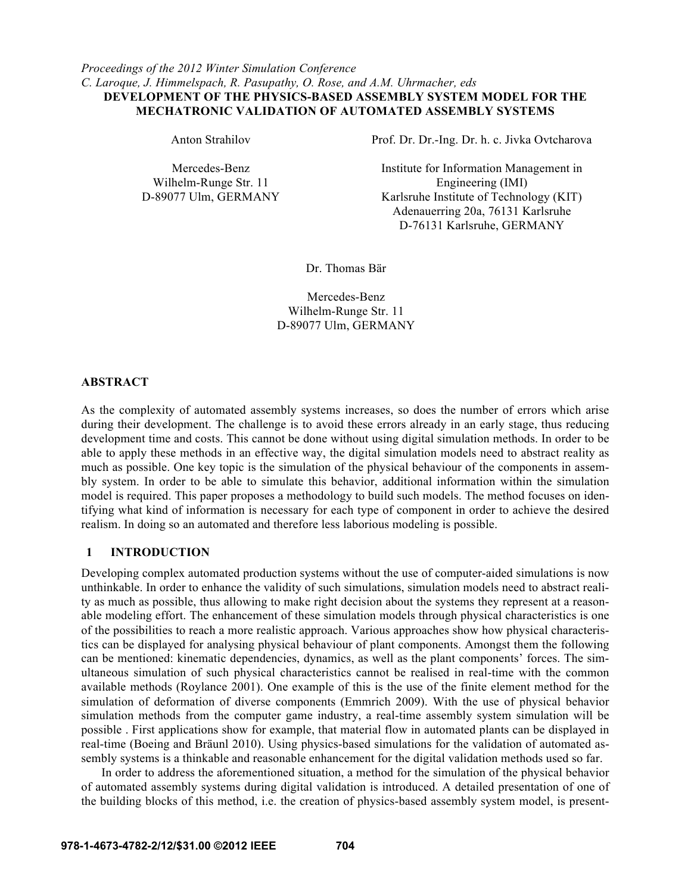# DEVELOPMENT OF THE PHYSICS-BASED ASSEMBLY SYSTEM MODEL FOR THE MECHATRONIC VALIDATION OF AUTOMATED ASSEMBLY SYSTEMS

Anton Strahilov

Mercedes-Benz
Wilhelm-Runge Str. 11
D-89077 Ulm, GERMANY

Prof. Dr. Dr.-Ing. Dr. h. c. Jivka Ovtcharova

Institute for Information Management in Engineering (IMI)
Karlsruhe Institute of Technology (KIT)
Adenauerring 20a, 76131 Karlsruhe
D-76131 Karlsruhe, GERMANY

Dr. Thomas Bär

Mercedes-Benz
Wilhelm-Runge Str. 11
D-89077 Ulm, GERMANY

## ABSTRACT

As the complexity of automated assembly systems increases, so does the number of errors which arise during their development. The challenge is to avoid these errors already in an early stage, thus reducing development time and costs. This cannot be done without using digital simulation methods. In order to be able to apply these methods in an effective way, the digital simulation models need to abstract reality as much as possible. One key topic is the simulation of the physical behaviour of the components in assembly system. In order to be able to simulate this behavior, additional information within the simulation model is required. This paper proposes a methodology to build such models. The method focuses on identifying what kind of information is necessary for each type of component in order to achieve the desired realism. In doing so an automated and therefore less laborious modeling is possible.

## 1 INTRODUCTION

Developing complex automated production systems without the use of computer-aided simulations is now unthinkable. In order to enhance the validity of such simulations, simulation models need to abstract reality as much as possible, thus allowing to make right decision about the systems they represent at a reasonable modeling effort. The enhancement of these simulation models through physical characteristics is one of the possibilities to reach a more realistic approach. Various approaches show how physical characteristics can be displayed for analysing physical behaviour of plant components. Amongst them the following can be mentioned: kinematic dependencies, dynamics, as well as the plant components' forces. The simultaneous simulation of such physical characteristics cannot be realised in real-time with the common available methods (Roylance 2001). One example of this is the use of the finite element method for the simulation of deformation of diverse components (Emmrich 2009). With the use of physical behavior simulation methods from the computer game industry, a real-time assembly system simulation will be possible . First applications show for example, that material flow in automated plants can be displayed in real-time (Boeing and Bräunl 2010). Using physics-based simulations for the validation of automated assembly systems is a thinkable and reasonable enhancement for the digital validation methods used so far.

In order to address the aforementioned situation, a method for the simulation of the physical behavior of automated assembly systems during digital validation is introduced. A detailed presentation of one of the building blocks of this method, i.e. the creation of physics-based assembly system model, is present-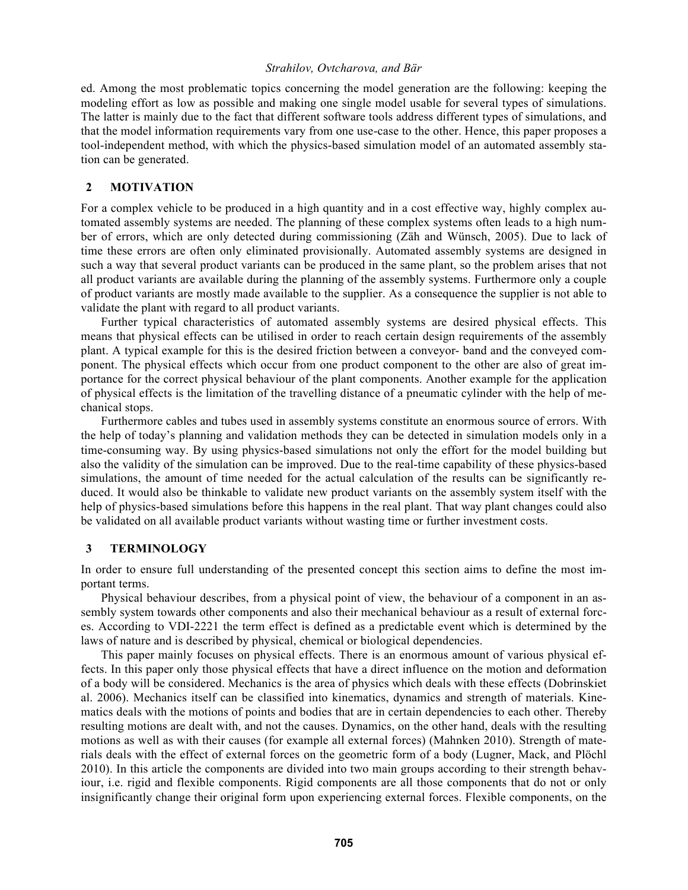ed. Among the most problematic topics concerning the model generation are the following: keeping the modeling effort as low as possible and making one single model usable for several types of simulations. The latter is mainly due to the fact that different software tools address different types of simulations, and that the model information requirements vary from one use-case to the other. Hence, this paper proposes a tool-independent method, with which the physics-based simulation model of an automated assembly station can be generated.

## 2 MOTIVATION

For a complex vehicle to be produced in a high quantity and in a cost effective way, highly complex automated assembly systems are needed. The planning of these complex systems often leads to a high number of errors, which are only detected during commissioning (Zäh and Wünsch, 2005). Due to lack of time these errors are often only eliminated provisionally. Automated assembly systems are designed in such a way that several product variants can be produced in the same plant, so the problem arises that not all product variants are available during the planning of the assembly systems. Furthermore only a couple of product variants are mostly made available to the supplier. As a consequence the supplier is not able to validate the plant with regard to all product variants.

Further typical characteristics of automated assembly systems are desired physical effects. This means that physical effects can be utilised in order to reach certain design requirements of the assembly plant. A typical example for this is the desired friction between a conveyor- band and the conveyed component. The physical effects which occur from one product component to the other are also of great importance for the correct physical behaviour of the plant components. Another example for the application of physical effects is the limitation of the travelling distance of a pneumatic cylinder with the help of mechanical stops.

Furthermore cables and tubes used in assembly systems constitute an enormous source of errors. With the help of today's planning and validation methods they can be detected in simulation models only in a time-consuming way. By using physics-based simulations not only the effort for the model building but also the validity of the simulation can be improved. Due to the real-time capability of these physics-based simulations, the amount of time needed for the actual calculation of the results can be significantly reduced. It would also be thinkable to validate new product variants on the assembly system itself with the help of physics-based simulations before this happens in the real plant. That way plant changes could also be validated on all available product variants without wasting time or further investment costs.

## 3 TERMINOLOGY

In order to ensure full understanding of the presented concept this section aims to define the most important terms.

Physical behaviour describes, from a physical point of view, the behaviour of a component in an assembly system towards other components and also their mechanical behaviour as a result of external forces. According to VDI-2221 the term effect is defined as a predictable event which is determined by the laws of nature and is described by physical, chemical or biological dependencies.

This paper mainly focuses on physical effects. There is an enormous amount of various physical effects. In this paper only those physical effects that have a direct influence on the motion and deformation of a body will be considered. Mechanics is the area of physics which deals with these effects (Dobrinskiet al. 2006). Mechanics itself can be classified into kinematics, dynamics and strength of materials. Kinematics deals with the motions of points and bodies that are in certain dependencies to each other. Thereby resulting motions are dealt with, and not the causes. Dynamics, on the other hand, deals with the resulting motions as well as with their causes (for example all external forces) (Mahnken 2010). Strength of materials deals with the effect of external forces on the geometric form of a body (Lugner, Mack, and Plöchl 2010). In this article the components are divided into two main groups according to their strength behaviour, i.e. rigid and flexible components. Rigid components are all those components that do not or only insignificantly change their original form upon experiencing external forces. Flexible components, on the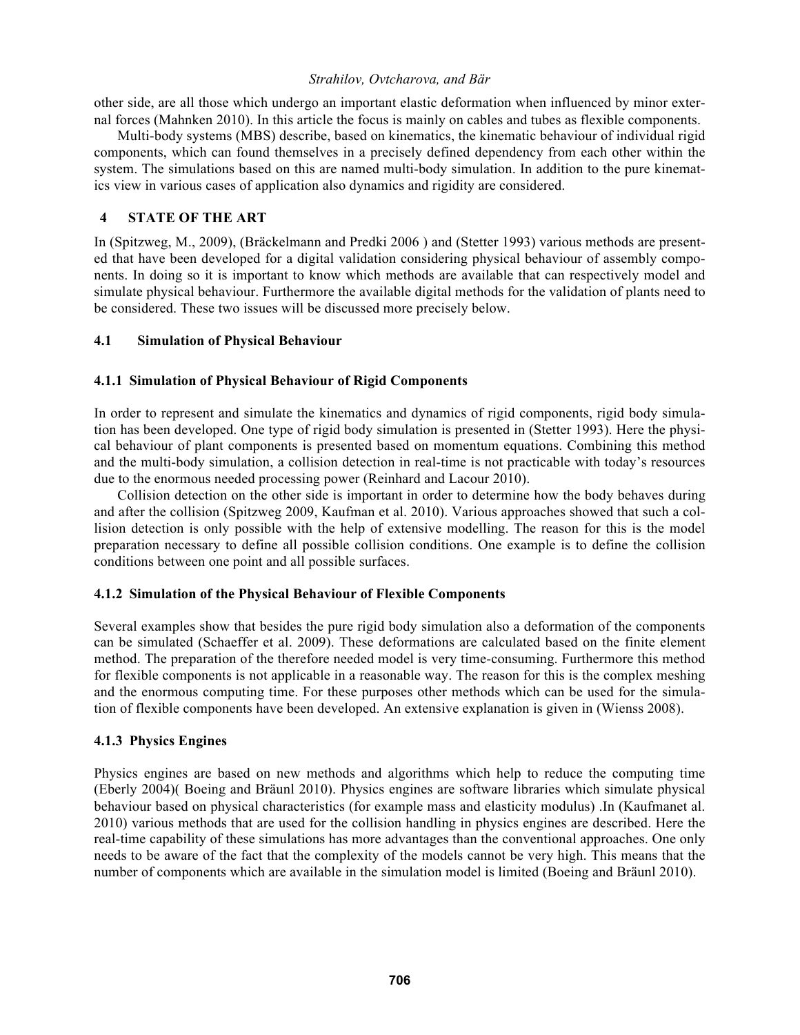other side, are all those which undergo an important elastic deformation when influenced by minor external forces (Mahnken 2010). In this article the focus is mainly on cables and tubes as flexible components.

Multi-body systems (MBS) describe, based on kinematics, the kinematic behaviour of individual rigid components, which can found themselves in a precisely defined dependency from each other within the system. The simulations based on this are named multi-body simulation. In addition to the pure kinematics view in various cases of application also dynamics and rigidity are considered.

## 4 STATE OF THE ART

In (Spitzweg, M., 2009), (Bräckelmann and Predki 2006 ) and (Stetter 1993) various methods are presented that have been developed for a digital validation considering physical behaviour of assembly components. In doing so it is important to know which methods are available that can respectively model and simulate physical behaviour. Furthermore the available digital methods for the validation of plants need to be considered. These two issues will be discussed more precisely below.

### 4.1 Simulation of Physical Behaviour

#### 4.1.1 Simulation of Physical Behaviour of Rigid Components

In order to represent and simulate the kinematics and dynamics of rigid components, rigid body simulation has been developed. One type of rigid body simulation is presented in (Stetter 1993). Here the physical behaviour of plant components is presented based on momentum equations. Combining this method and the multi-body simulation, a collision detection in real-time is not practicable with today's resources due to the enormous needed processing power (Reinhard and Lacour 2010).

Collision detection on the other side is important in order to determine how the body behaves during and after the collision (Spitzweg 2009, Kaufman et al. 2010). Various approaches showed that such a collision detection is only possible with the help of extensive modelling. The reason for this is the model preparation necessary to define all possible collision conditions. One example is to define the collision conditions between one point and all possible surfaces.

#### 4.1.2 Simulation of the Physical Behaviour of Flexible Components

Several examples show that besides the pure rigid body simulation also a deformation of the components can be simulated (Schaeffer et al. 2009). These deformations are calculated based on the finite element method. The preparation of the therefore needed model is very time-consuming. Furthermore this method for flexible components is not applicable in a reasonable way. The reason for this is the complex meshing and the enormous computing time. For these purposes other methods which can be used for the simulation of flexible components have been developed. An extensive explanation is given in (Wienss 2008).

#### 4.1.3 Physics Engines

Physics engines are based on new methods and algorithms which help to reduce the computing time (Eberly 2004)( Boeing and Bräunl 2010). Physics engines are software libraries which simulate physical behaviour based on physical characteristics (for example mass and elasticity modulus) .In (Kaufmanet al. 2010) various methods that are used for the collision handling in physics engines are described. Here the real-time capability of these simulations has more advantages than the conventional approaches. One only needs to be aware of the fact that the complexity of the models cannot be very high. This means that the number of components which are available in the simulation model is limited (Boeing and Bräunl 2010).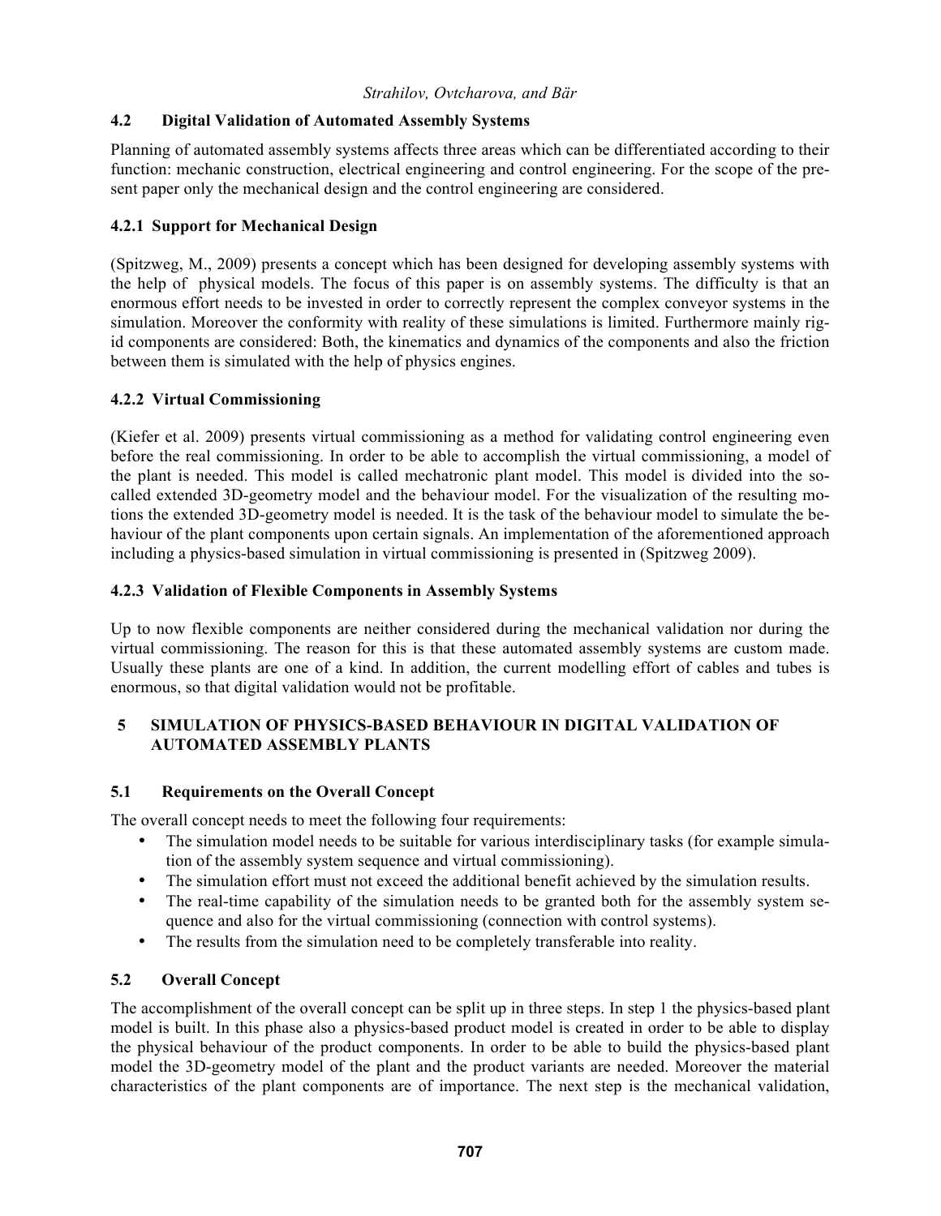### 4.2 Digital Validation of Automated Assembly Systems

Planning of automated assembly systems affects three areas which can be differentiated according to their function: mechanic construction, electrical engineering and control engineering. For the scope of the present paper only the mechanical design and the control engineering are considered.

#### 4.2.1 Support for Mechanical Design

(Spitzweg, M., 2009) presents a concept which has been designed for developing assembly systems with the help of physical models. The focus of this paper is on assembly systems. The difficulty is that an enormous effort needs to be invested in order to correctly represent the complex conveyor systems in the simulation. Moreover the conformity with reality of these simulations is limited. Furthermore mainly rigid components are considered: Both, the kinematics and dynamics of the components and also the friction between them is simulated with the help of physics engines.

#### 4.2.2 Virtual Commissioning

(Kiefer et al. 2009) presents virtual commissioning as a method for validating control engineering even before the real commissioning. In order to be able to accomplish the virtual commissioning, a model of the plant is needed. This model is called mechatronic plant model. This model is divided into the so-called extended 3D-geometry model and the behaviour model. For the visualization of the resulting motions the extended 3D-geometry model is needed. It is the task of the behaviour model to simulate the behaviour of the plant components upon certain signals. An implementation of the aforementioned approach including a physics-based simulation in virtual commissioning is presented in (Spitzweg 2009).

#### 4.2.3 Validation of Flexible Components in Assembly Systems

Up to now flexible components are neither considered during the mechanical validation nor during the virtual commissioning. The reason for this is that these automated assembly systems are custom made. Usually these plants are one of a kind. In addition, the current modelling effort of cables and tubes is enormous, so that digital validation would not be profitable.

## 5 SIMULATION OF PHYSICS-BASED BEHAVIOUR IN DIGITAL VALIDATION OF AUTOMATED ASSEMBLY PLANTS

### 5.1 Requirements on the Overall Concept

The overall concept needs to meet the following four requirements:

- The simulation model needs to be suitable for various interdisciplinary tasks (for example simulation of the assembly system sequence and virtual commissioning).
- The simulation effort must not exceed the additional benefit achieved by the simulation results.
- The real-time capability of the simulation needs to be granted both for the assembly system sequence and also for the virtual commissioning (connection with control systems).
- The results from the simulation need to be completely transferable into reality.

### 5.2 Overall Concept

The accomplishment of the overall concept can be split up in three steps. In step 1 the physics-based plant model is built. In this phase also a physics-based product model is created in order to be able to display the physical behaviour of the product components. In order to be able to build the physics-based plant model the 3D-geometry model of the plant and the product variants are needed. Moreover the material characteristics of the plant components are of importance. The next step is the mechanical validation,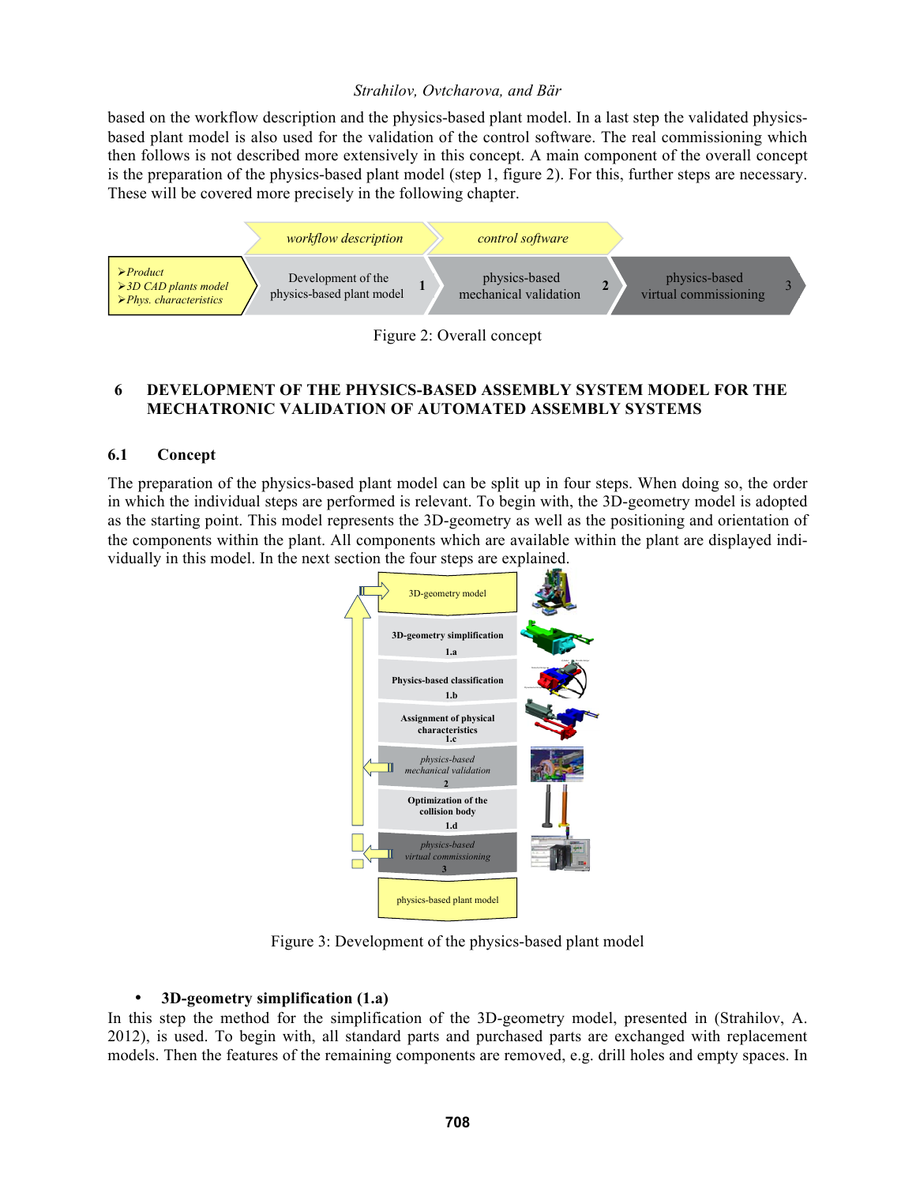based on the workflow description and the physics-based plant model. In a last step the validated physics-based plant model is also used for the validation of the control software. The real commissioning which then follows is not described more extensively in this concept. A main component of the overall concept is the preparation of the physics-based plant model (step 1, figure 2). For this, further steps are necessary. These will be covered more precisely in the following chapter.

*workflow description*

*control software*

➢*Product*
➢*3D CAD plants model*
➢*Phys. characteristics*

Development of the physics-based plant model 1

physics-based mechanical validation 2

physics-based virtual commissioning 3

Figure 2: Overall concept

## 6 DEVELOPMENT OF THE PHYSICS-BASED ASSEMBLY SYSTEM MODEL FOR THE MECHATRONIC VALIDATION OF AUTOMATED ASSEMBLY SYSTEMS

### 6.1 Concept

The preparation of the physics-based plant model can be split up in four steps. When doing so, the order in which the individual steps are performed is relevant. To begin with, the 3D-geometry model is adopted as the starting point. This model represents the 3D-geometry as well as the positioning and orientation of the components within the plant. All components which are available within the plant are displayed individually in this model. In the next section the four steps are explained.

3D-geometry model

**3D-geometry simplification**
**1.a**

**Physics-based classification**
**1.b**

**Assignment of physical characteristics**
**1.c**

*physics-based mechanical validation*
**2**

**Optimization of the collision body**
**1.d**

*physics-based virtual commissioning*
**3**

physics-based plant model

Figure 3: Development of the physics-based plant model

- **3D-geometry simplification (1.a)**

In this step the method for the simplification of the 3D-geometry model, presented in (Strahilov, A. 2012), is used. To begin with, all standard parts and purchased parts are exchanged with replacement models. Then the features of the remaining components are removed, e.g. drill holes and empty spaces. In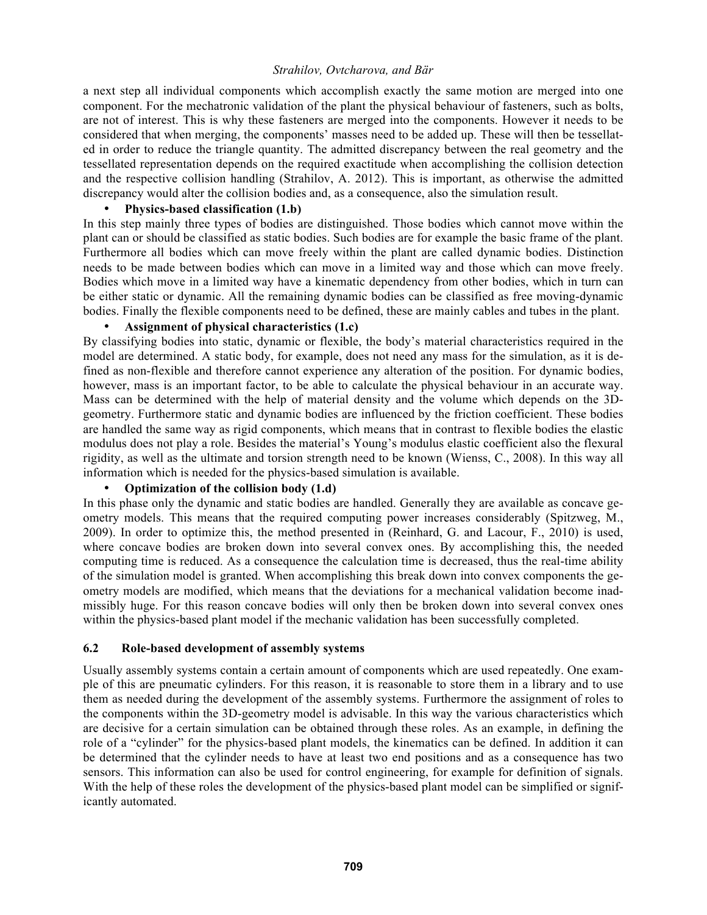a next step all individual components which accomplish exactly the same motion are merged into one component. For the mechatronic validation of the plant the physical behaviour of fasteners, such as bolts, are not of interest. This is why these fasteners are merged into the components. However it needs to be considered that when merging, the components' masses need to be added up. These will then be tessellated in order to reduce the triangle quantity. The admitted discrepancy between the real geometry and the tessellated representation depends on the required exactitude when accomplishing the collision detection and the respective collision handling (Strahilov, A. 2012). This is important, as otherwise the admitted discrepancy would alter the collision bodies and, as a consequence, also the simulation result.

- **Physics-based classification (1.b)**

In this step mainly three types of bodies are distinguished. Those bodies which cannot move within the plant can or should be classified as static bodies. Such bodies are for example the basic frame of the plant. Furthermore all bodies which can move freely within the plant are called dynamic bodies. Distinction needs to be made between bodies which can move in a limited way and those which can move freely. Bodies which move in a limited way have a kinematic dependency from other bodies, which in turn can be either static or dynamic. All the remaining dynamic bodies can be classified as free moving-dynamic bodies. Finally the flexible components need to be defined, these are mainly cables and tubes in the plant.

- **Assignment of physical characteristics (1.c)**

By classifying bodies into static, dynamic or flexible, the body's material characteristics required in the model are determined. A static body, for example, does not need any mass for the simulation, as it is defined as non-flexible and therefore cannot experience any alteration of the position. For dynamic bodies, however, mass is an important factor, to be able to calculate the physical behaviour in an accurate way. Mass can be determined with the help of material density and the volume which depends on the 3D-geometry. Furthermore static and dynamic bodies are influenced by the friction coefficient. These bodies are handled the same way as rigid components, which means that in contrast to flexible bodies the elastic modulus does not play a role. Besides the material's Young's modulus elastic coefficient also the flexural rigidity, as well as the ultimate and torsion strength need to be known (Wienss, C., 2008). In this way all information which is needed for the physics-based simulation is available.

- **Optimization of the collision body (1.d)**

In this phase only the dynamic and static bodies are handled. Generally they are available as concave geometry models. This means that the required computing power increases considerably (Spitzweg, M., 2009). In order to optimize this, the method presented in (Reinhard, G. and Lacour, F., 2010) is used, where concave bodies are broken down into several convex ones. By accomplishing this, the needed computing time is reduced. As a consequence the calculation time is decreased, thus the real-time ability of the simulation model is granted. When accomplishing this break down into convex components the geometry models are modified, which means that the deviations for a mechanical validation become inadmissibly huge. For this reason concave bodies will only then be broken down into several convex ones within the physics-based plant model if the mechanic validation has been successfully completed.

### 6.2 Role-based development of assembly systems

Usually assembly systems contain a certain amount of components which are used repeatedly. One example of this are pneumatic cylinders. For this reason, it is reasonable to store them in a library and to use them as needed during the development of the assembly systems. Furthermore the assignment of roles to the components within the 3D-geometry model is advisable. In this way the various characteristics which are decisive for a certain simulation can be obtained through these roles. As an example, in defining the role of a "cylinder" for the physics-based plant models, the kinematics can be defined. In addition it can be determined that the cylinder needs to have at least two end positions and as a consequence has two sensors. This information can also be used for control engineering, for example for definition of signals. With the help of these roles the development of the physics-based plant model can be simplified or significantly automated.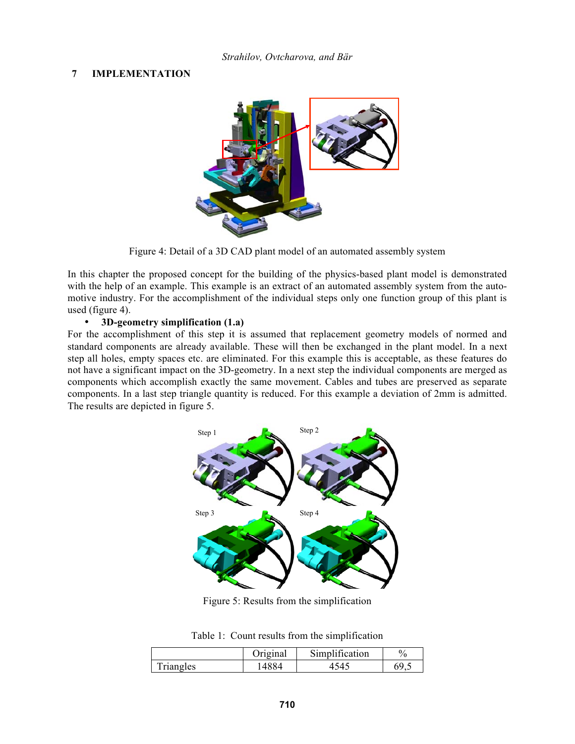## 7 IMPLEMENTATION

Figure 4: Detail of a 3D CAD plant model of an automated assembly system

In this chapter the proposed concept for the building of the physics-based plant model is demonstrated with the help of an example. This example is an extract of an automated assembly system from the automotive industry. For the accomplishment of the individual steps only one function group of this plant is used (figure 4).

- **3D-geometry simplification (1.a)**

For the accomplishment of this step it is assumed that replacement geometry models of normed and standard components are already available. These will then be exchanged in the plant model. In a next step all holes, empty spaces etc. are eliminated. For this example this is acceptable, as these features do not have a significant impact on the 3D-geometry. In a next step the individual components are merged as components which accomplish exactly the same movement. Cables and tubes are preserved as separate components. In a last step triangle quantity is reduced. For this example a deviation of 2mm is admitted. The results are depicted in figure 5.

Step 1

Step 2

Step 3

Step 4

Figure 5: Results from the simplification

Table 1: Count results from the simplification

| | Original | Simplification | % |
|---|---|---|---|
| Triangles | 14884 | 4545 | 69,5 |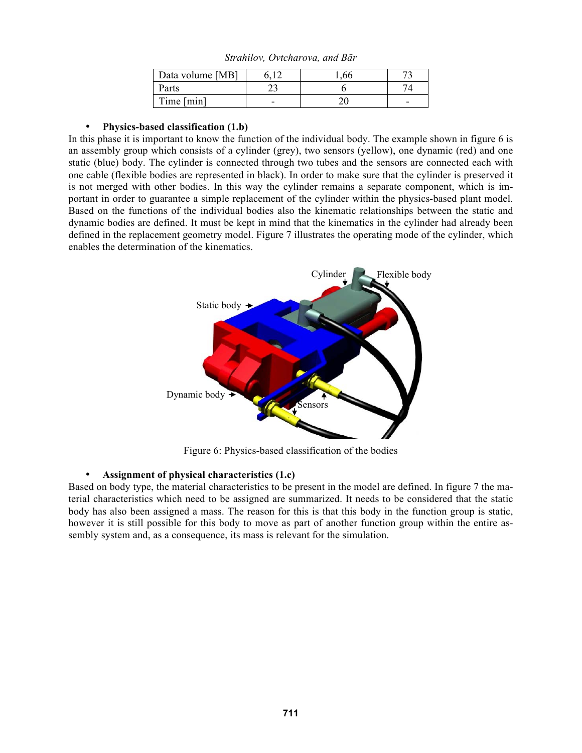| | | | |
|---|---|---|---|
| Data volume [MB] | 6,12 | 1,66 | 73 |
| Parts | 23 | 6 | 74 |
| Time [min] | - | 20 | - |

- **Physics-based classification (1.b)**

In this phase it is important to know the function of the individual body. The example shown in figure 6 is an assembly group which consists of a cylinder (grey), two sensors (yellow), one dynamic (red) and one static (blue) body. The cylinder is connected through two tubes and the sensors are connected each with one cable (flexible bodies are represented in black). In order to make sure that the cylinder is preserved it is not merged with other bodies. In this way the cylinder remains a separate component, which is important in order to guarantee a simple replacement of the cylinder within the physics-based plant model. Based on the functions of the individual bodies also the kinematic relationships between the static and dynamic bodies are defined. It must be kept in mind that the kinematics in the cylinder had already been defined in the replacement geometry model. Figure 7 illustrates the operating mode of the cylinder, which enables the determination of the kinematics.

Cylinder

Flexible body

Static body

Dynamic body

Sensors

Figure 6: Physics-based classification of the bodies

- **Assignment of physical characteristics (1.c)**

Based on body type, the material characteristics to be present in the model are defined. In figure 7 the material characteristics which need to be assigned are summarized. It needs to be considered that the static body has also been assigned a mass. The reason for this is that this body in the function group is static, however it is still possible for this body to move as part of another function group within the entire assembly system and, as a consequence, its mass is relevant for the simulation.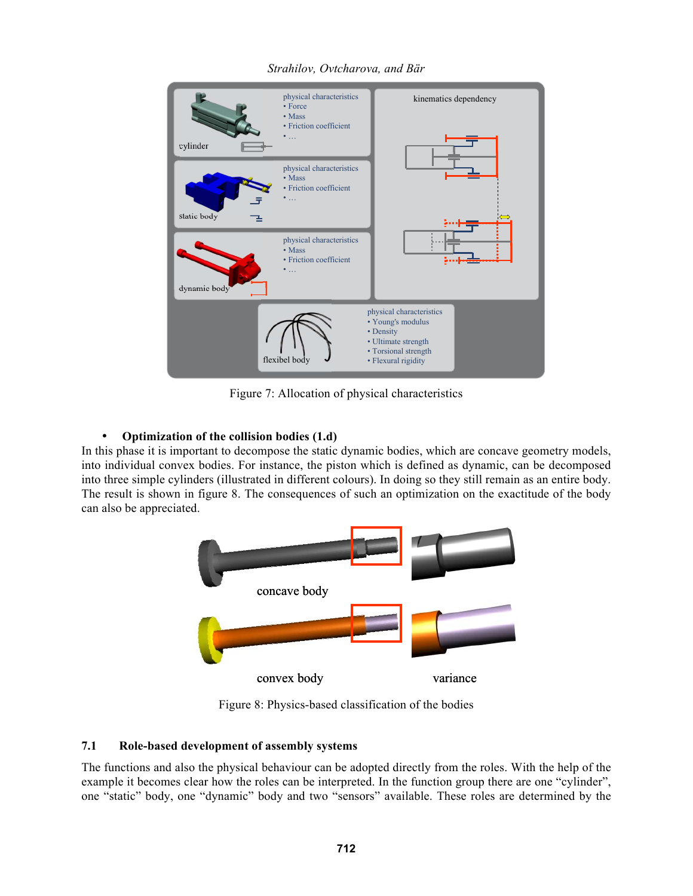cylinder

physical characteristics
- Force
- Mass
- Friction coefficient
- …

static body

physical characteristics
- Mass
- Friction coefficient
- …

dynamic body

physical characteristics
- Mass
- Friction coefficient
- …

kinematics dependency

flexibel body

physical characteristics
- Young's modulus
- Density
- Ultimate strength
- Torsional strength
- Flexural rigidity

Figure 7: Allocation of physical characteristics

- **Optimization of the collision bodies (1.d)**

In this phase it is important to decompose the static dynamic bodies, which are concave geometry models, into individual convex bodies. For instance, the piston which is defined as dynamic, can be decomposed into three simple cylinders (illustrated in different colours). In doing so they still remain as an entire body. The result is shown in figure 8. The consequences of such an optimization on the exactitude of the body can also be appreciated.

concave body

convex body

variance

Figure 8: Physics-based classification of the bodies

## 7.1 Role-based development of assembly systems

The functions and also the physical behaviour can be adopted directly from the roles. With the help of the example it becomes clear how the roles can be interpreted. In the function group there are one "cylinder", one "static" body, one "dynamic" body and two "sensors" available. These roles are determined by the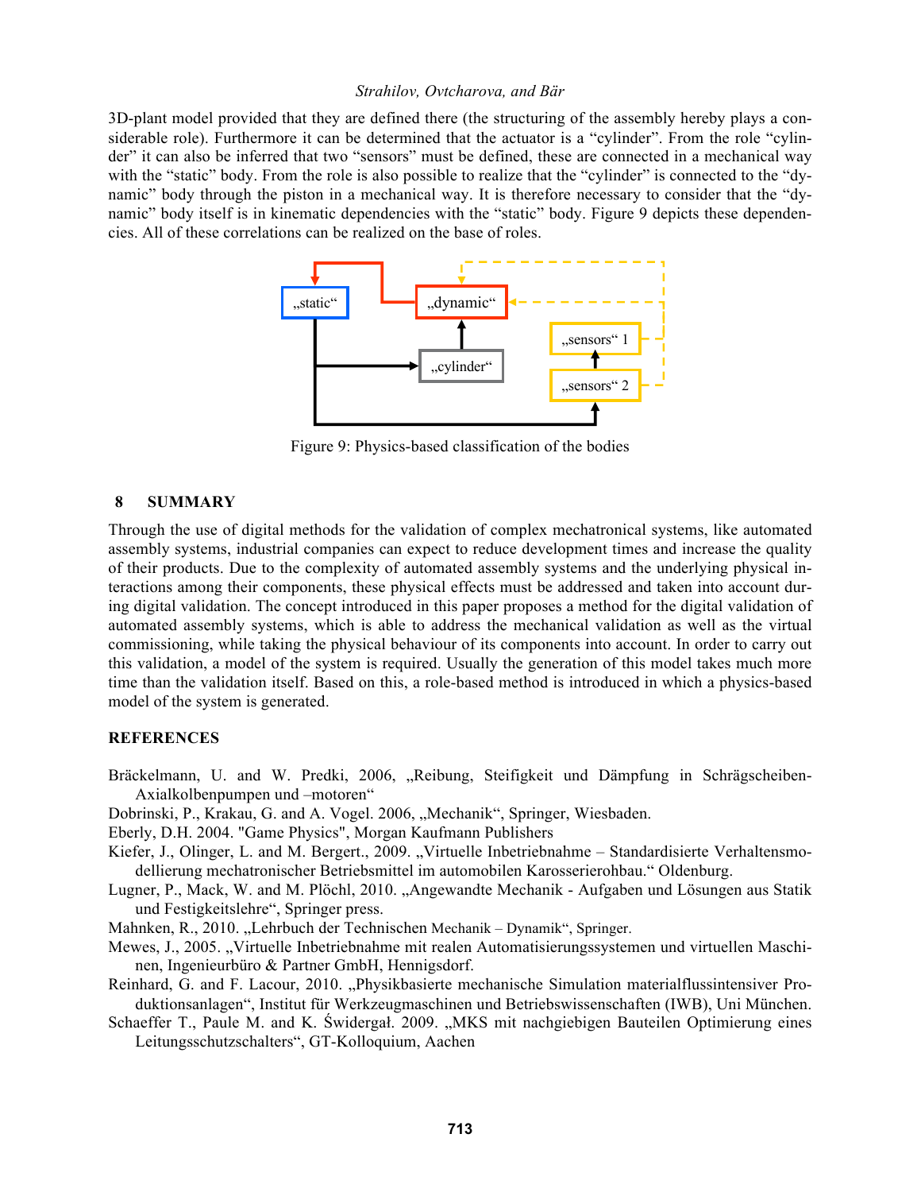3D-plant model provided that they are defined there (the structuring of the assembly hereby plays a considerable role). Furthermore it can be determined that the actuator is a "cylinder". From the role "cylinder" it can also be inferred that two "sensors" must be defined, these are connected in a mechanical way with the "static" body. From the role is also possible to realize that the "cylinder" is connected to the "dynamic" body through the piston in a mechanical way. It is therefore necessary to consider that the "dynamic" body itself is in kinematic dependencies with the "static" body. Figure 9 depicts these dependencies. All of these correlations can be realized on the base of roles.

Figure 9: Physics-based classification of the bodies

## 8 SUMMARY

Through the use of digital methods for the validation of complex mechatronical systems, like automated assembly systems, industrial companies can expect to reduce development times and increase the quality of their products. Due to the complexity of automated assembly systems and the underlying physical interactions among their components, these physical effects must be addressed and taken into account during digital validation. The concept introduced in this paper proposes a method for the digital validation of automated assembly systems, which is able to address the mechanical validation as well as the virtual commissioning, while taking the physical behaviour of its components into account. In order to carry out this validation, a model of the system is required. Usually the generation of this model takes much more time than the validation itself. Based on this, a role-based method is introduced in which a physics-based model of the system is generated.

## REFERENCES

Bräckelmann, U. and W. Predki, 2006, „Reibung, Steifigkeit und Dämpfung in Schrägscheiben-Axialkolbenpumpen und –motoren"

Dobrinski, P., Krakau, G. and A. Vogel. 2006, „Mechanik", Springer, Wiesbaden.

Eberly, D.H. 2004. "Game Physics", Morgan Kaufmann Publishers

Kiefer, J., Olinger, L. and M. Bergert., 2009. „Virtuelle Inbetriebnahme – Standardisierte Verhaltensmodellierung mechatronischer Betriebsmittel im automobilen Karosserierohbau." Oldenburg.

Lugner, P., Mack, W. and M. Plöchl, 2010. „Angewandte Mechanik - Aufgaben und Lösungen aus Statik und Festigkeitslehre", Springer press.

Mahnken, R., 2010. „Lehrbuch der Technischen Mechanik – Dynamik", Springer.

Mewes, J., 2005. „Virtuelle Inbetriebnahme mit realen Automatisierungssystemen und virtuellen Maschinen, Ingenieurbüro & Partner GmbH, Hennigsdorf.

Reinhard, G. and F. Lacour, 2010. „Physikbasierte mechanische Simulation materialflussintensiver Produktionsanlagen", Institut für Werkzeugmaschinen und Betriebswissenschaften (IWB), Uni München.

Schaeffer T., Paule M. and K. Świdergał. 2009. „MKS mit nachgiebigen Bauteilen Optimierung eines Leitungsschutzschalters", GT-Kolloquium, Aachen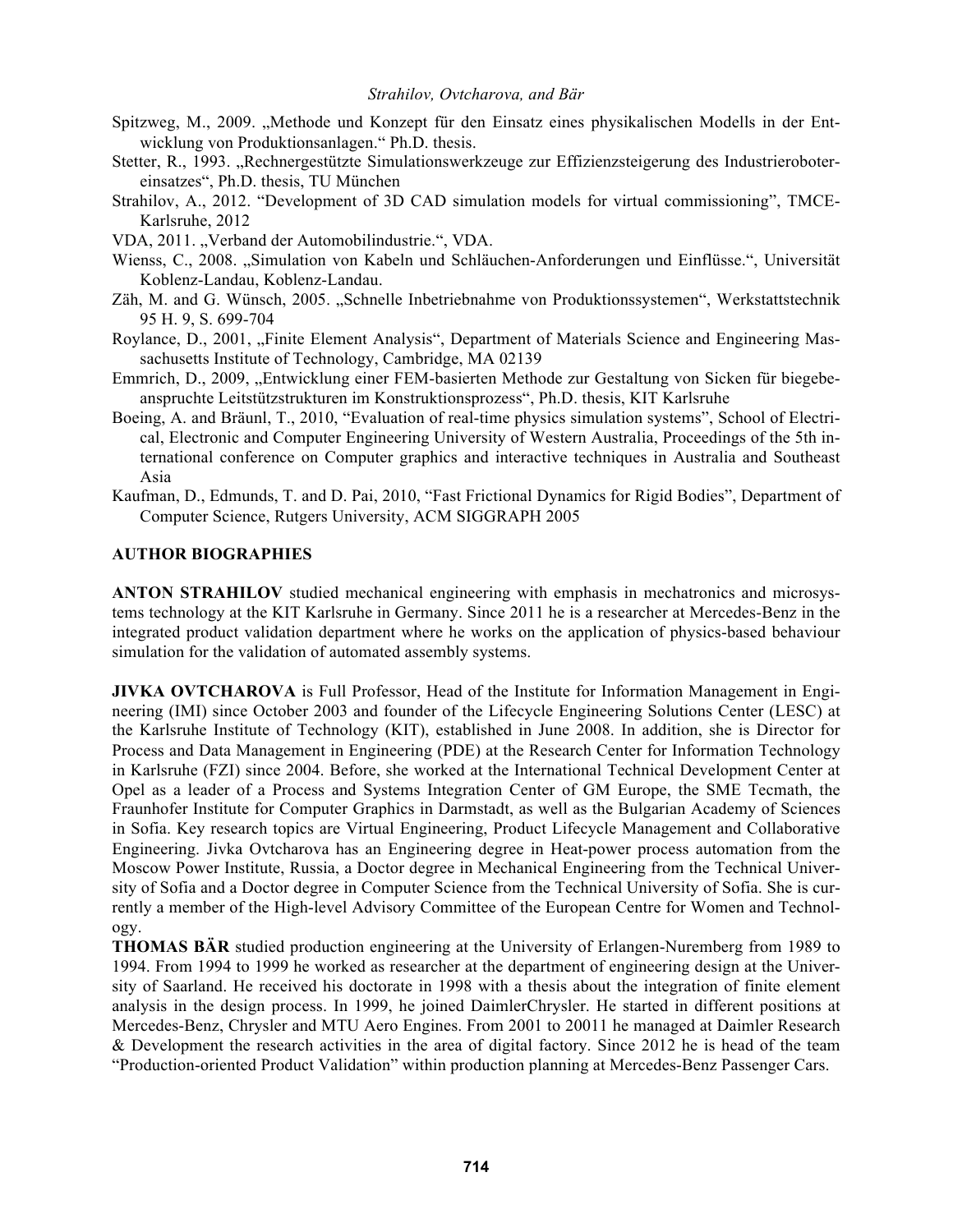Spitzweg, M., 2009. „Methode und Konzept für den Einsatz eines physikalischen Modells in der Entwicklung von Produktionsanlagen.“ Ph.D. thesis.

Stetter, R., 1993. „Rechnergestützte Simulationswerkzeuge zur Effizienzsteigerung des Industrierobotereinsatzes“, Ph.D. thesis, TU München

Strahilov, A., 2012. “Development of 3D CAD simulation models for virtual commissioning”, TMCE-Karlsruhe, 2012

VDA, 2011. „Verband der Automobilindustrie.“, VDA.

Wienss, C., 2008. „Simulation von Kabeln und Schläuchen-Anforderungen und Einflüsse.“, Universität Koblenz-Landau, Koblenz-Landau.

Zäh, M. and G. Wünsch, 2005. „Schnelle Inbetriebnahme von Produktionssystemen“, Werkstattstechnik 95 H. 9, S. 699-704

Roylance, D., 2001, „Finite Element Analysis“, Department of Materials Science and Engineering Massachusetts Institute of Technology, Cambridge, MA 02139

Emmrich, D., 2009, „Entwicklung einer FEM-basierten Methode zur Gestaltung von Sicken für biegebeanspruchte Leitstützstrukturen im Konstruktionsprozess“, Ph.D. thesis, KIT Karlsruhe

Boeing, A. and Bräunl, T., 2010, “Evaluation of real-time physics simulation systems”, School of Electrical, Electronic and Computer Engineering University of Western Australia, Proceedings of the 5th international conference on Computer graphics and interactive techniques in Australia and Southeast Asia

Kaufman, D., Edmunds, T. and D. Pai, 2010, “Fast Frictional Dynamics for Rigid Bodies”, Department of Computer Science, Rutgers University, ACM SIGGRAPH 2005

## AUTHOR BIOGRAPHIES

**ANTON STRAHILOV** studied mechanical engineering with emphasis in mechatronics and microsystems technology at the KIT Karlsruhe in Germany. Since 2011 he is a researcher at Mercedes-Benz in the integrated product validation department where he works on the application of physics-based behaviour simulation for the validation of automated assembly systems.

**JIVKA OVTCHAROVA** is Full Professor, Head of the Institute for Information Management in Engineering (IMI) since October 2003 and founder of the Lifecycle Engineering Solutions Center (LESC) at the Karlsruhe Institute of Technology (KIT), established in June 2008. In addition, she is Director for Process and Data Management in Engineering (PDE) at the Research Center for Information Technology in Karlsruhe (FZI) since 2004. Before, she worked at the International Technical Development Center at Opel as a leader of a Process and Systems Integration Center of GM Europe, the SME Tecmath, the Fraunhofer Institute for Computer Graphics in Darmstadt, as well as the Bulgarian Academy of Sciences in Sofia. Key research topics are Virtual Engineering, Product Lifecycle Management and Collaborative Engineering. Jivka Ovtcharova has an Engineering degree in Heat-power process automation from the Moscow Power Institute, Russia, a Doctor degree in Mechanical Engineering from the Technical University of Sofia and a Doctor degree in Computer Science from the Technical University of Sofia. She is currently a member of the High-level Advisory Committee of the European Centre for Women and Technology.

**THOMAS BÄR** studied production engineering at the University of Erlangen-Nuremberg from 1989 to 1994. From 1994 to 1999 he worked as researcher at the department of engineering design at the University of Saarland. He received his doctorate in 1998 with a thesis about the integration of finite element analysis in the design process. In 1999, he joined DaimlerChrysler. He started in different positions at Mercedes-Benz, Chrysler and MTU Aero Engines. From 2001 to 20011 he managed at Daimler Research & Development the research activities in the area of digital factory. Since 2012 he is head of the team “Production-oriented Product Validation” within production planning at Mercedes-Benz Passenger Cars.